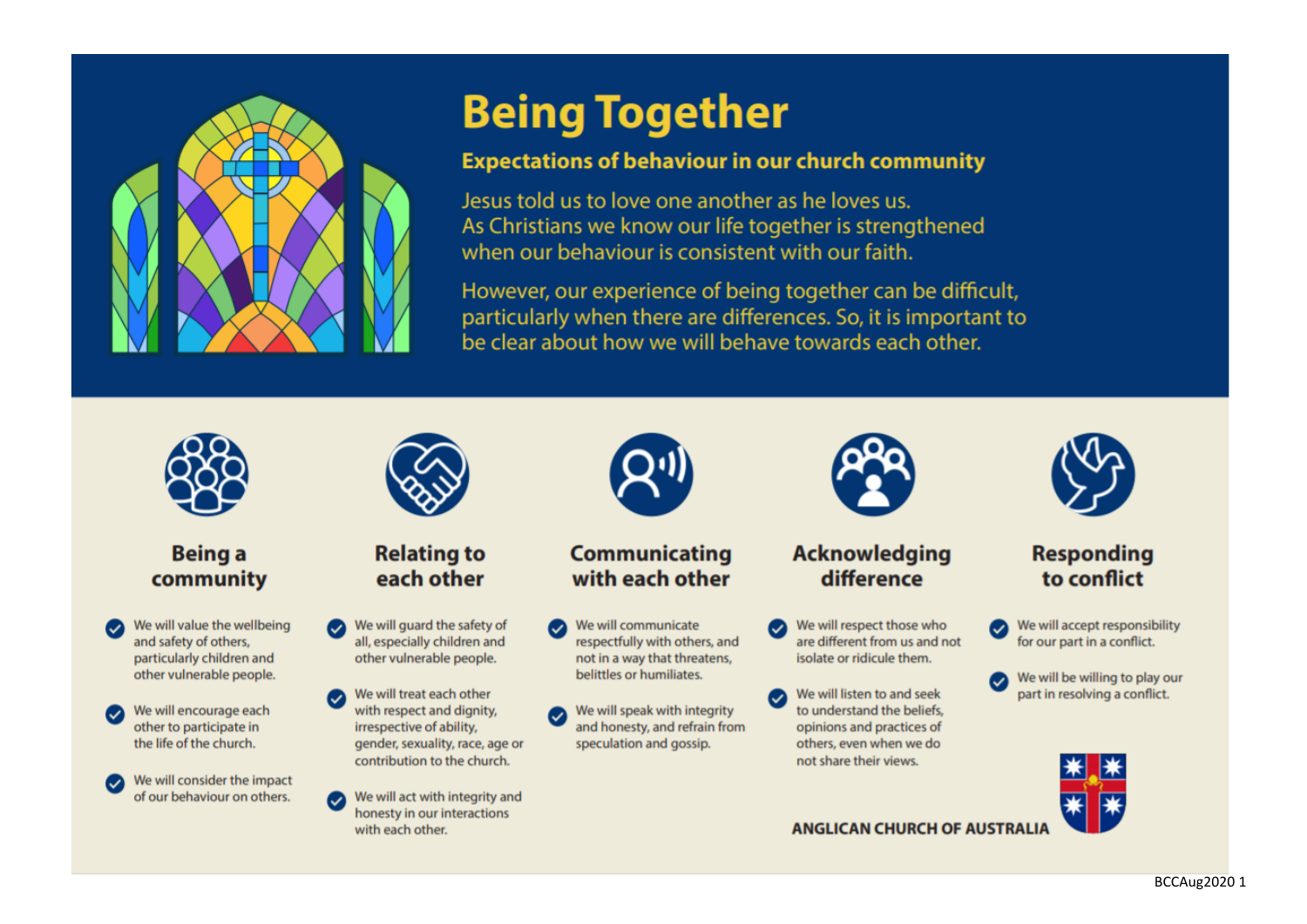# Being Together

## Expectations of behaviour in our church community

Jesus told us to love one another as he loves us.
As Christians we know our life together is strengthened when our behaviour is consistent with our faith.

However, our experience of being together can be difficult, particularly when there are differences. So, it is important to be clear about how we will behave towards each other.

### Being a community

- We will value the wellbeing and safety of others, particularly children and other vulnerable people.
- We will encourage each other to participate in the life of the church.
- We will consider the impact of our behaviour on others.

### Relating to each other

- We will guard the safety of all, especially children and other vulnerable people.
- We will treat each other with respect and dignity, irrespective of ability, gender, sexuality, race, age or contribution to the church.
- We will act with integrity and honesty in our interactions with each other.

### Communicating with each other

- We will communicate respectfully with others, and not in a way that threatens, belittles or humiliates.
- We will speak with integrity and honesty, and refrain from speculation and gossip.

### Acknowledging difference

- We will respect those who are different from us and not isolate or ridicule them.
- We will listen to and seek to understand the beliefs, opinions and practices of others, even when we do not share their views.

### Responding to conflict

- We will accept responsibility for our part in a conflict.
- We will be willing to play our part in resolving a conflict.

ANGLICAN CHURCH OF AUSTRALIA

BCCAug2020 1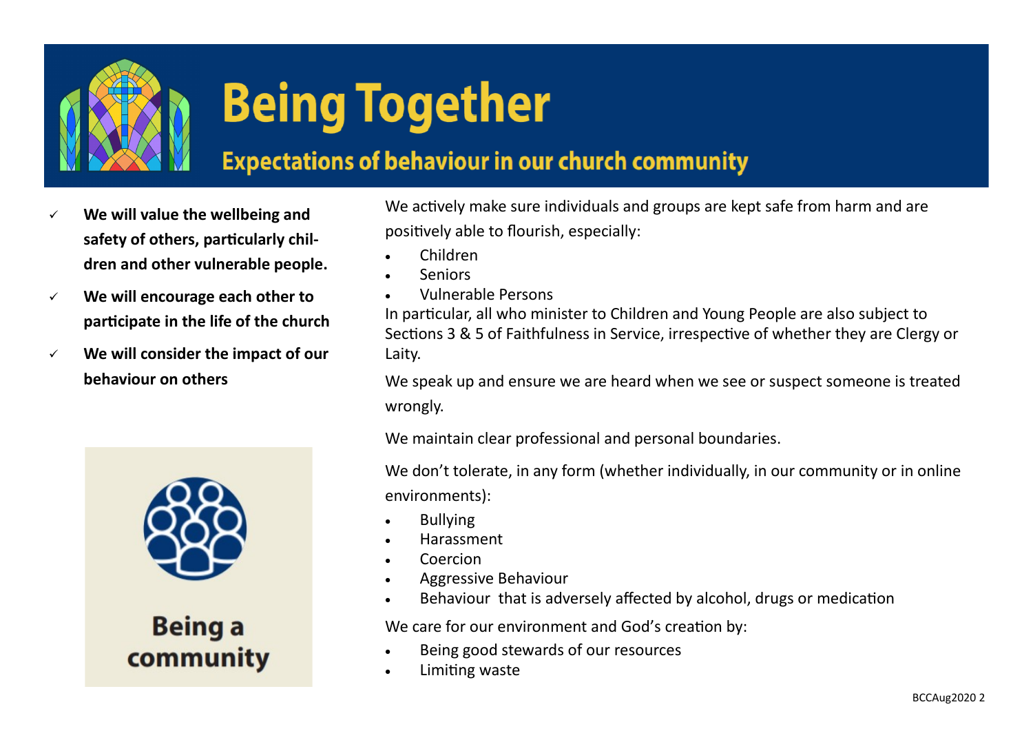# Being Together

## Expectations of behaviour in our church community

- ✓ **We will value the wellbeing and safety of others, particularly children and other vulnerable people.**
- ✓ **We will encourage each other to participate in the life of the church**
- ✓ **We will consider the impact of our behaviour on others**

**Being a community**

We actively make sure individuals and groups are kept safe from harm and are positively able to flourish, especially:

- Children
- Seniors
- Vulnerable Persons

In particular, all who minister to Children and Young People are also subject to Sections 3 & 5 of Faithfulness in Service, irrespective of whether they are Clergy or Laity.

We speak up and ensure we are heard when we see or suspect someone is treated wrongly.

We maintain clear professional and personal boundaries.

We don't tolerate, in any form (whether individually, in our community or in online environments):

- Bullying
- Harassment
- Coercion
- Aggressive Behaviour
- Behaviour that is adversely affected by alcohol, drugs or medication

We care for our environment and God's creation by:

- Being good stewards of our resources
- Limiting waste

BCCAug2020 2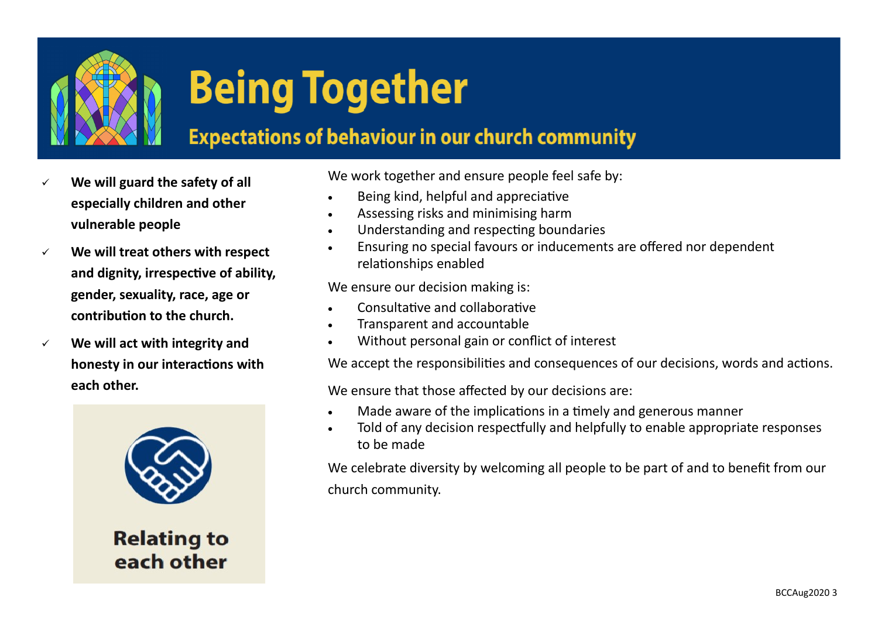# Being Together

## Expectations of behaviour in our church community

- ✓ **We will guard the safety of all especially children and other vulnerable people**
- ✓ **We will treat others with respect and dignity, irrespective of ability, gender, sexuality, race, age or contribution to the church.**
- ✓ **We will act with integrity and honesty in our interactions with each other.**

**Relating to each other**

We work together and ensure people feel safe by:

- Being kind, helpful and appreciative
- Assessing risks and minimising harm
- Understanding and respecting boundaries
- Ensuring no special favours or inducements are offered nor dependent relationships enabled

We ensure our decision making is:

- Consultative and collaborative
- Transparent and accountable
- Without personal gain or conflict of interest

We accept the responsibilities and consequences of our decisions, words and actions.

We ensure that those affected by our decisions are:

- Made aware of the implications in a timely and generous manner
- Told of any decision respectfully and helpfully to enable appropriate responses to be made

We celebrate diversity by welcoming all people to be part of and to benefit from our church community.

BCCAug2020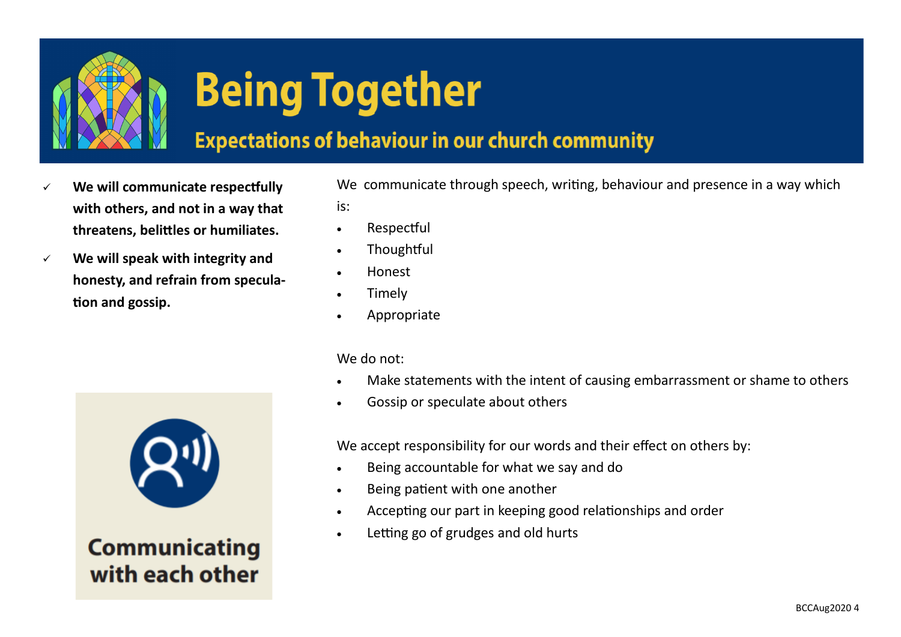# Being Together

## Expectations of behaviour in our church community

- ✓ **We will communicate respectfully with others, and not in a way that threatens, belittles or humiliates.**
- ✓ **We will speak with integrity and honesty, and refrain from speculation and gossip.**

**Communicating with each other**

We communicate through speech, writing, behaviour and presence in a way which is:

- Respectful
- Thoughtful
- Honest
- Timely
- Appropriate

We do not:

- Make statements with the intent of causing embarrassment or shame to others
- Gossip or speculate about others

We accept responsibility for our words and their effect on others by:

- Being accountable for what we say and do
- Being patient with one another
- Accepting our part in keeping good relationships and order
- Letting go of grudges and old hurts

BCCAug2020 4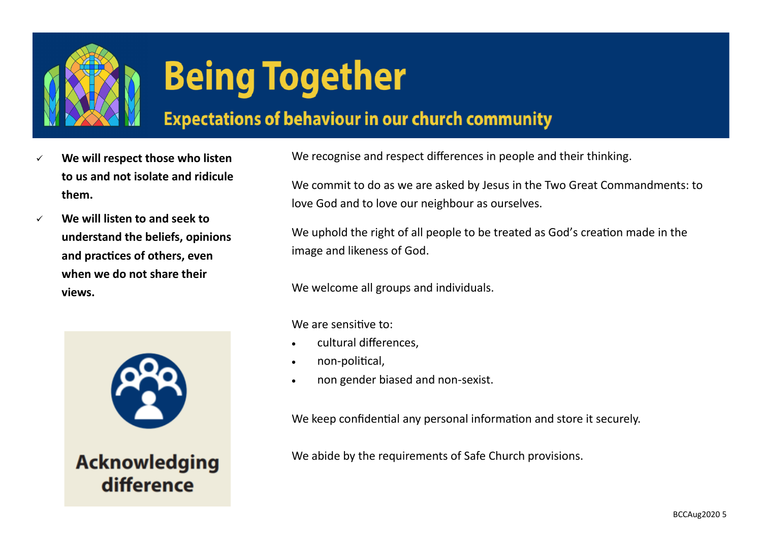# Being Together

## Expectations of behaviour in our church community

- ✓ **We will respect those who listen to us and not isolate and ridicule them.**
- ✓ **We will listen to and seek to understand the beliefs, opinions and practices of others, even when we do not share their views.**

**Acknowledging difference**

We recognise and respect differences in people and their thinking.

We commit to do as we are asked by Jesus in the Two Great Commandments: to love God and to love our neighbour as ourselves.

We uphold the right of all people to be treated as God's creation made in the image and likeness of God.

We welcome all groups and individuals.

We are sensitive to:

- cultural differences,
- non-political,
- non gender biased and non-sexist.

We keep confidential any personal information and store it securely.

We abide by the requirements of Safe Church provisions.

BCCAug2020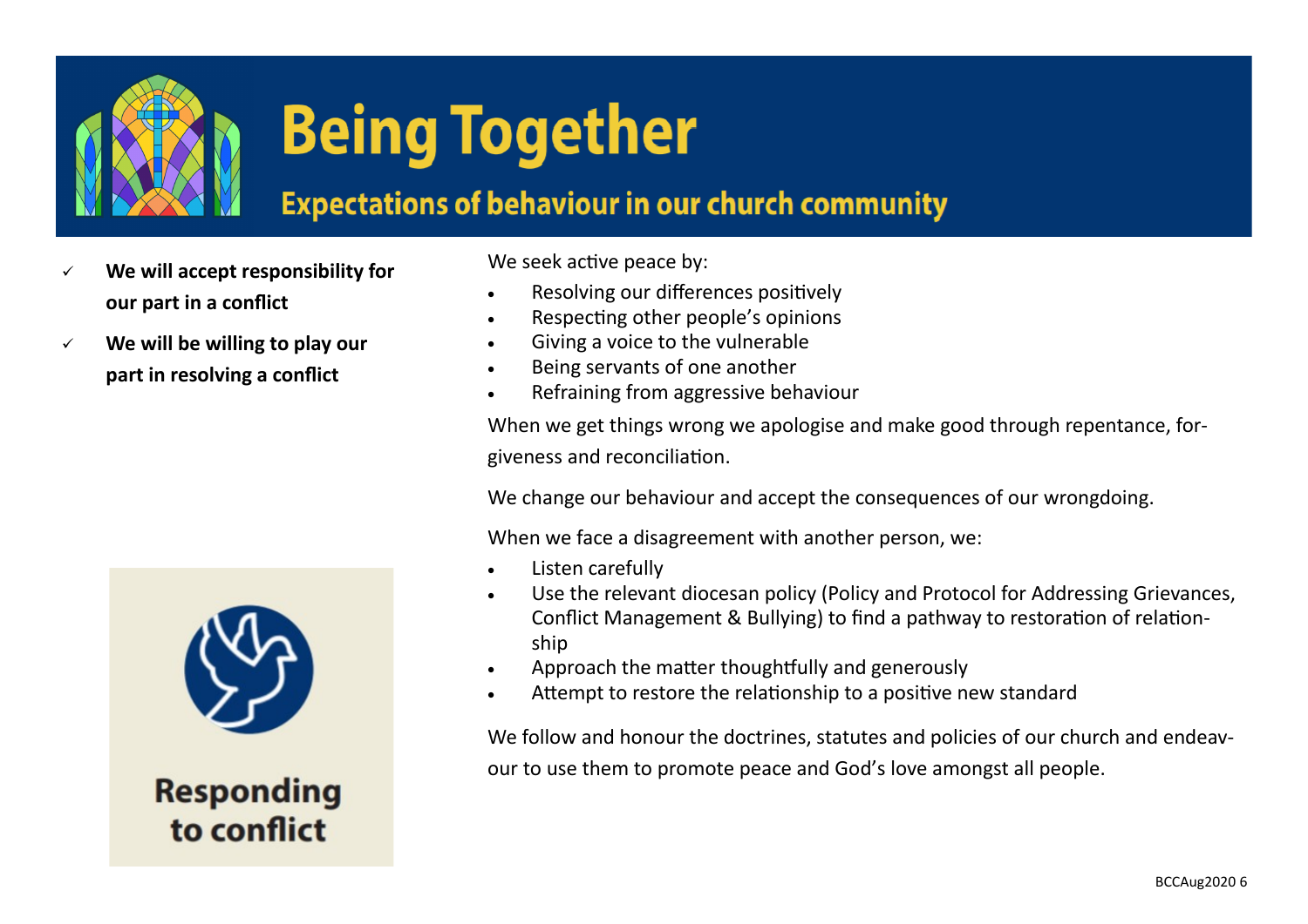# Being Together

## Expectations of behaviour in our church community

- ✓ **We will accept responsibility for our part in a conflict**
- ✓ **We will be willing to play our part in resolving a conflict**

**Responding to conflict**

We seek active peace by:

- Resolving our differences positively
- Respecting other people's opinions
- Giving a voice to the vulnerable
- Being servants of one another
- Refraining from aggressive behaviour

When we get things wrong we apologise and make good through repentance, forgiveness and reconciliation.

We change our behaviour and accept the consequences of our wrongdoing.

When we face a disagreement with another person, we:

- Listen carefully
- Use the relevant diocesan policy (Policy and Protocol for Addressing Grievances, Conflict Management & Bullying) to find a pathway to restoration of relationship
- Approach the matter thoughtfully and generously
- Attempt to restore the relationship to a positive new standard

We follow and honour the doctrines, statutes and policies of our church and endeavour to use them to promote peace and God's love amongst all people.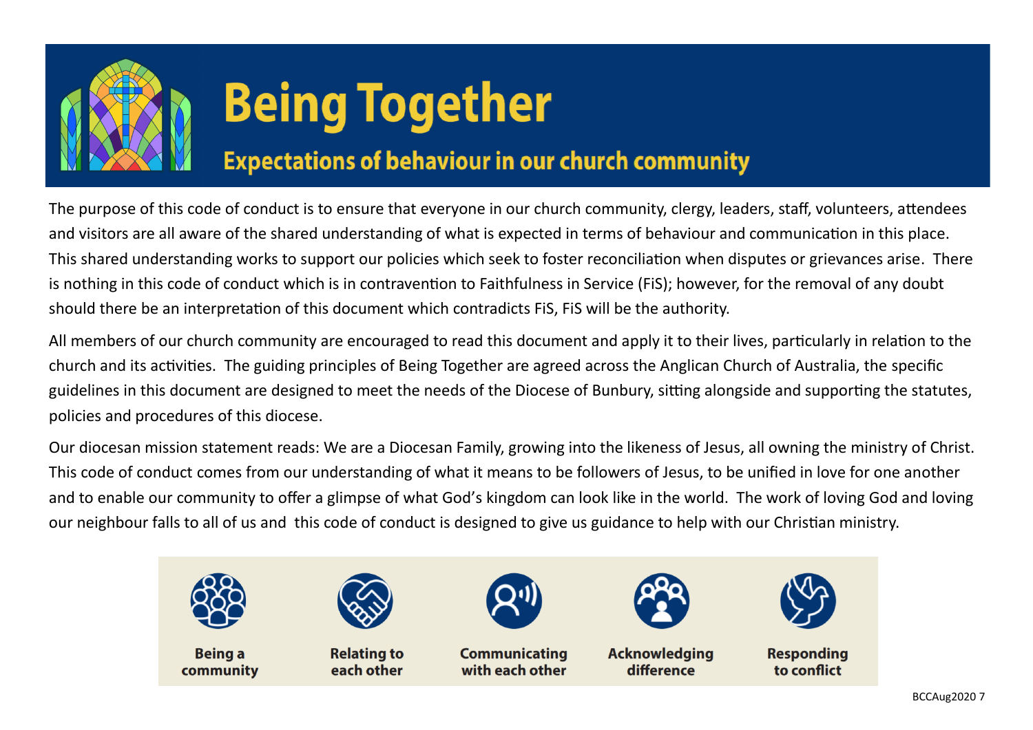# Being Together

## Expectations of behaviour in our church community

The purpose of this code of conduct is to ensure that everyone in our church community, clergy, leaders, staff, volunteers, attendees and visitors are all aware of the shared understanding of what is expected in terms of behaviour and communication in this place. This shared understanding works to support our policies which seek to foster reconciliation when disputes or grievances arise. There is nothing in this code of conduct which is in contravention to Faithfulness in Service (FiS); however, for the removal of any doubt should there be an interpretation of this document which contradicts FiS, FiS will be the authority.

All members of our church community are encouraged to read this document and apply it to their lives, particularly in relation to the church and its activities. The guiding principles of Being Together are agreed across the Anglican Church of Australia, the specific guidelines in this document are designed to meet the needs of the Diocese of Bunbury, sitting alongside and supporting the statutes, policies and procedures of this diocese.

Our diocesan mission statement reads: We are a Diocesan Family, growing into the likeness of Jesus, all owning the ministry of Christ. This code of conduct comes from our understanding of what it means to be followers of Jesus, to be unified in love for one another and to enable our community to offer a glimpse of what God's kingdom can look like in the world. The work of loving God and loving our neighbour falls to all of us and this code of conduct is designed to give us guidance to help with our Christian ministry.

**Being a community**

**Relating to each other**

**Communicating with each other**

**Acknowledging difference**

**Responding to conflict**

BCCAug2020 7